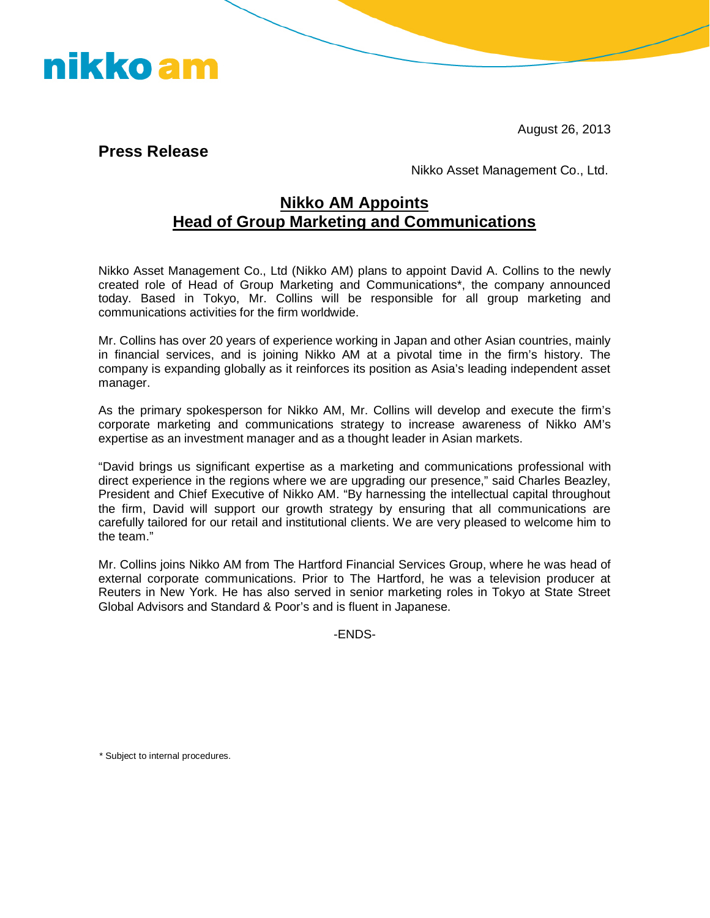nikko am

August 26, 2013

**Press Release**

Nikko Asset Management Co., Ltd.

# Nikko AM Appoints
# Head of Group Marketing and Communications

Nikko Asset Management Co., Ltd (Nikko AM) plans to appoint David A. Collins to the newly created role of Head of Group Marketing and Communications*, the company announced today. Based in Tokyo, Mr. Collins will be responsible for all group marketing and communications activities for the firm worldwide.

Mr. Collins has over 20 years of experience working in Japan and other Asian countries, mainly in financial services, and is joining Nikko AM at a pivotal time in the firm's history. The company is expanding globally as it reinforces its position as Asia's leading independent asset manager.

As the primary spokesperson for Nikko AM, Mr. Collins will develop and execute the firm's corporate marketing and communications strategy to increase awareness of Nikko AM's expertise as an investment manager and as a thought leader in Asian markets.

"David brings us significant expertise as a marketing and communications professional with direct experience in the regions where we are upgrading our presence," said Charles Beazley, President and Chief Executive of Nikko AM. "By harnessing the intellectual capital throughout the firm, David will support our growth strategy by ensuring that all communications are carefully tailored for our retail and institutional clients. We are very pleased to welcome him to the team."

Mr. Collins joins Nikko AM from The Hartford Financial Services Group, where he was head of external corporate communications. Prior to The Hartford, he was a television producer at Reuters in New York. He has also served in senior marketing roles in Tokyo at State Street Global Advisors and Standard & Poor's and is fluent in Japanese.

-ENDS-

* Subject to internal procedures.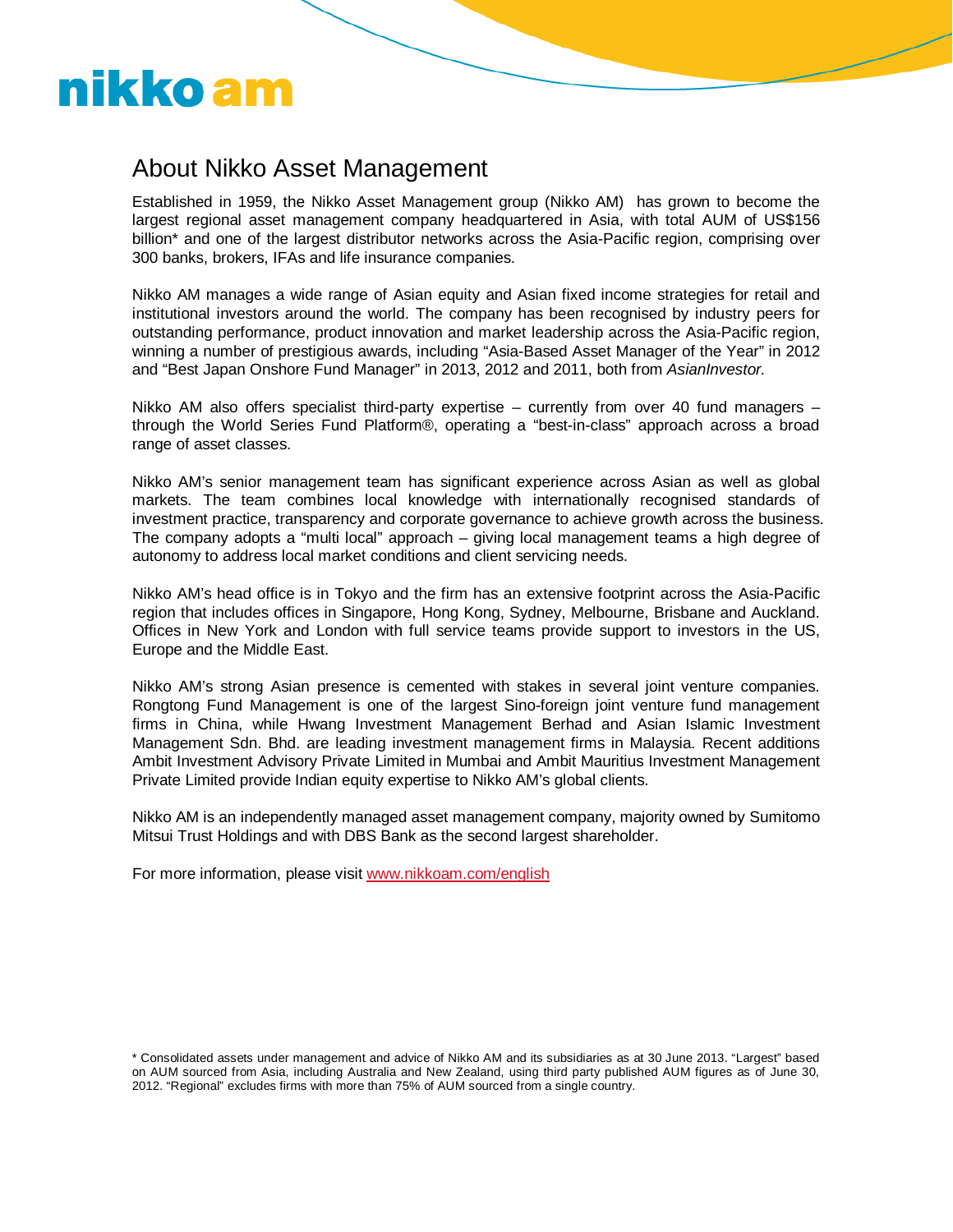nikko am

# About Nikko Asset Management

Established in 1959, the Nikko Asset Management group (Nikko AM) has grown to become the largest regional asset management company headquartered in Asia, with total AUM of US$156 billion* and one of the largest distributor networks across the Asia-Pacific region, comprising over 300 banks, brokers, IFAs and life insurance companies.

Nikko AM manages a wide range of Asian equity and Asian fixed income strategies for retail and institutional investors around the world. The company has been recognised by industry peers for outstanding performance, product innovation and market leadership across the Asia-Pacific region, winning a number of prestigious awards, including "Asia-Based Asset Manager of the Year" in 2012 and "Best Japan Onshore Fund Manager" in 2013, 2012 and 2011, both from *AsianInvestor.*

Nikko AM also offers specialist third-party expertise – currently from over 40 fund managers – through the World Series Fund Platform®, operating a "best-in-class" approach across a broad range of asset classes.

Nikko AM's senior management team has significant experience across Asian as well as global markets. The team combines local knowledge with internationally recognised standards of investment practice, transparency and corporate governance to achieve growth across the business. The company adopts a "multi local" approach – giving local management teams a high degree of autonomy to address local market conditions and client servicing needs.

Nikko AM's head office is in Tokyo and the firm has an extensive footprint across the Asia-Pacific region that includes offices in Singapore, Hong Kong, Sydney, Melbourne, Brisbane and Auckland. Offices in New York and London with full service teams provide support to investors in the US, Europe and the Middle East.

Nikko AM's strong Asian presence is cemented with stakes in several joint venture companies. Rongtong Fund Management is one of the largest Sino-foreign joint venture fund management firms in China, while Hwang Investment Management Berhad and Asian Islamic Investment Management Sdn. Bhd. are leading investment management firms in Malaysia. Recent additions Ambit Investment Advisory Private Limited in Mumbai and Ambit Mauritius Investment Management Private Limited provide Indian equity expertise to Nikko AM's global clients.

Nikko AM is an independently managed asset management company, majority owned by Sumitomo Mitsui Trust Holdings and with DBS Bank as the second largest shareholder.

For more information, please visit [www.nikkoam.com/english](http://www.nikkoam.com/english)

\* Consolidated assets under management and advice of Nikko AM and its subsidiaries as at 30 June 2013. "Largest" based on AUM sourced from Asia, including Australia and New Zealand, using third party published AUM figures as of June 30, 2012. "Regional" excludes firms with more than 75% of AUM sourced from a single country.